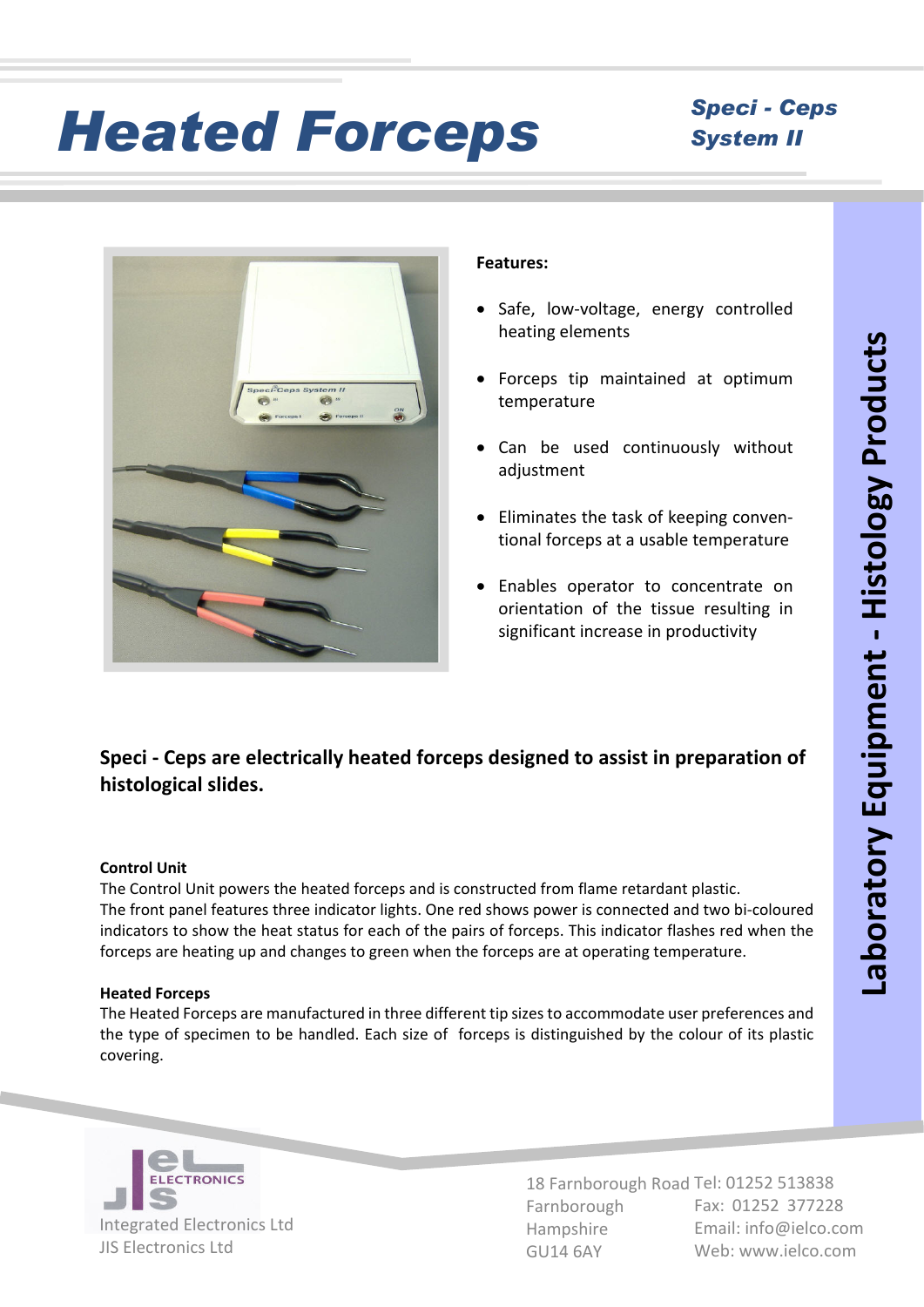# Heated Forceps

## Speci - Ceps System II

**Features:**

- Safe, low-voltage, energy controlled heating elements
- Forceps tip maintained at optimum temperature
- Can be used continuously without adjustment
- Eliminates the task of keeping conventional forceps at a usable temperature
- Enables operator to concentrate on orientation of the tissue resulting in significant increase in productivity

**Speci - Ceps are electrically heated forceps designed to assist in preparation of histological slides.**

**Control Unit**

The Control Unit powers the heated forceps and is constructed from flame retardant plastic.
The front panel features three indicator lights. One red shows power is connected and two bi-coloured indicators to show the heat status for each of the pairs of forceps. This indicator flashes red when the forceps are heating up and changes to green when the forceps are at operating temperature.

**Heated Forceps**

The Heated Forceps are manufactured in three different tip sizes to accommodate user preferences and the type of specimen to be handled. Each size of forceps is distinguished by the colour of its plastic covering.

**Laboratory Equipment - Histology Products**

Integrated Electronics Ltd
JIS Electronics Ltd

18 Farnborough Road
Farnborough
Hampshire
GU14 6AY

Tel: 01252 513838
Fax: 01252 377228
Email: info@ielco.com
Web: www.ielco.com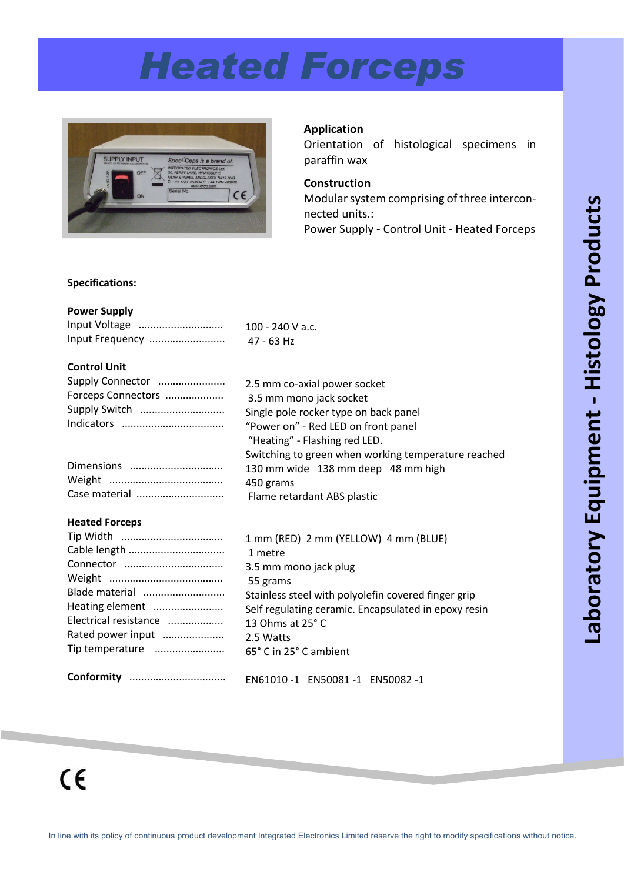# Heated Forceps

**Application**
Orientation of histological specimens in paraffin wax

**Construction**
Modular system comprising of three interconnected units.:
Power Supply - Control Unit - Heated Forceps

Laboratory Equipment - Histology Products

**Specifications:**

**Power Supply**

| | |
|---|---|
| Input Voltage | 100 - 240 V a.c. |
| Input Frequency | 47 - 63 Hz |

**Control Unit**

| | |
|---|---|
| Supply Connector | 2.5 mm co-axial power socket |
| Forceps Connectors | 3.5 mm mono jack socket |
| Supply Switch | Single pole rocker type on back panel |
| Indicators | "Power on" - Red LED on front panel<br>"Heating" - Flashing red LED.<br>Switching to green when working temperature reached |
| Dimensions | 130 mm wide 138 mm deep 48 mm high |
| Weight | 450 grams |
| Case material | Flame retardant ABS plastic |

**Heated Forceps**

| | |
|---|---|
| Tip Width | 1 mm (RED) 2 mm (YELLOW) 4 mm (BLUE) |
| Cable length | 1 metre |
| Connector | 3.5 mm mono jack plug |
| Weight | 55 grams |
| Blade material | Stainless steel with polyolefin covered finger grip |
| Heating element | Self regulating ceramic. Encapsulated in epoxy resin |
| Electrical resistance | 13 Ohms at 25° C |
| Rated power input | 2.5 Watts |
| Tip temperature | 65° C in 25° C ambient |

**Conformity** ........ EN61010 -1 EN50081 -1 EN50082 -1

CE

In line with its policy of continuous product development Integrated Electronics Limited reserve the right to modify specifications without notice.